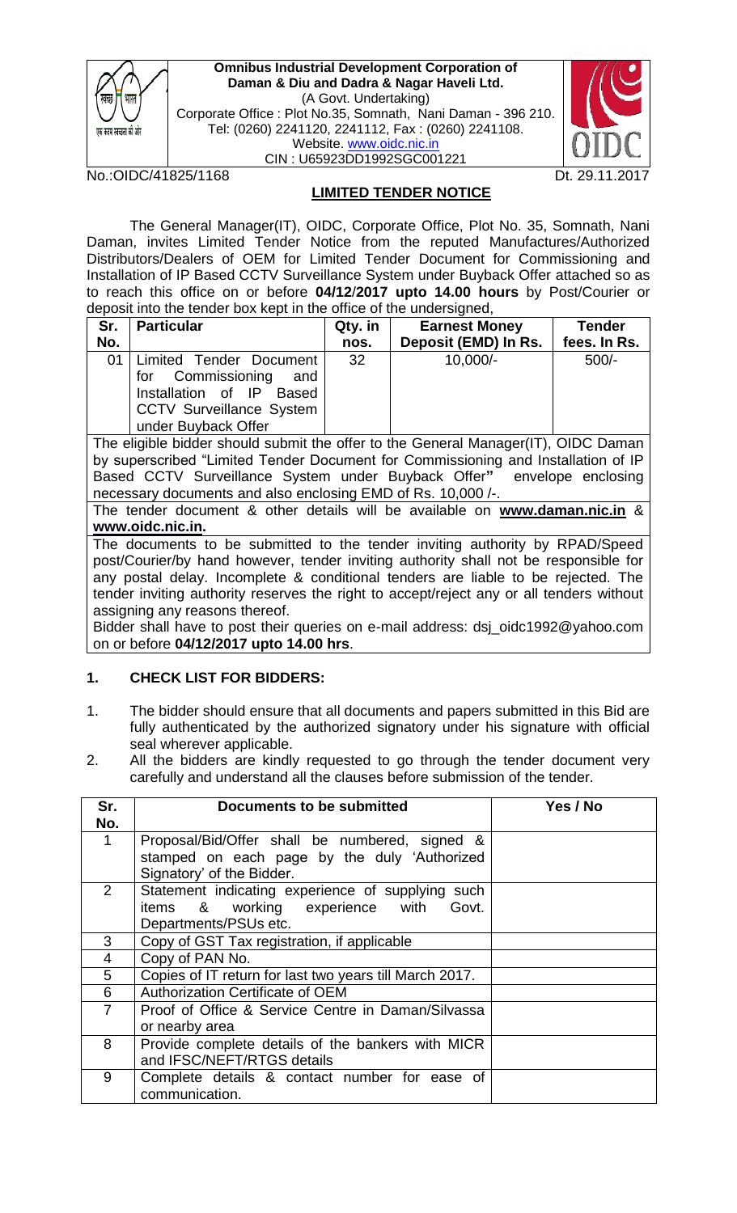**Omnibus Industrial Development Corporation of Daman & Diu and Dadra & Nagar Haveli Ltd.**
(A Govt. Undertaking)
Corporate Office : Plot No.35, Somnath, Nani Daman - 396 210.
Tel: (0260) 2241120, 2241112, Fax : (0260) 2241108.
Website. www.oidc.nic.in
CIN : U65923DD1992SGC001221

No.:OIDC/41825/1168 Dt. 29.11.2017

## LIMITED TENDER NOTICE

The General Manager(IT), OIDC, Corporate Office, Plot No. 35, Somnath, Nani Daman, invites Limited Tender Notice from the reputed Manufactures/Authorized Distributors/Dealers of OEM for Limited Tender Document for Commissioning and Installation of IP Based CCTV Surveillance System under Buyback Offer attached so as to reach this office on or before **04/12/2017 upto 14.00 hours** by Post/Courier or deposit into the tender box kept in the office of the undersigned,

| Sr. No. | Particular | Qty. in nos. | Earnest Money Deposit (EMD) In Rs. | Tender fees. In Rs. |
|---|---|---|---|---|
| 01 | Limited Tender Document for Commissioning and Installation of IP Based CCTV Surveillance System under Buyback Offer | 32 | 10,000/- | 500/- |
| The eligible bidder should submit the offer to the General Manager(IT), OIDC Daman by superscribed "Limited Tender Document for Commissioning and Installation of IP Based CCTV Surveillance System under Buyback Offer**"** envelope enclosing necessary documents and also enclosing EMD of Rs. 10,000 /-. | | | | |
| The tender document & other details will be available on **www.daman.nic.in** & **www.oidc.nic.in.** | | | | |
| The documents to be submitted to the tender inviting authority by RPAD/Speed post/Courier/by hand however, tender inviting authority shall not be responsible for any postal delay. Incomplete & conditional tenders are liable to be rejected. The tender inviting authority reserves the right to accept/reject any or all tenders without assigning any reasons thereof. Bidder shall have to post their queries on e-mail address: dsj_oidc1992@yahoo.com on or before **04/12/2017 upto 14.00 hrs**. | | | | |

## 1. CHECK LIST FOR BIDDERS:

1. The bidder should ensure that all documents and papers submitted in this Bid are fully authenticated by the authorized signatory under his signature with official seal wherever applicable.
2. All the bidders are kindly requested to go through the tender document very carefully and understand all the clauses before submission of the tender.

| Sr. No. | Documents to be submitted | Yes / No |
|---|---|---|
| 1 | Proposal/Bid/Offer shall be numbered, signed & stamped on each page by the duly 'Authorized Signatory' of the Bidder. | |
| 2 | Statement indicating experience of supplying such items & working experience with Govt. Departments/PSUs etc. | |
| 3 | Copy of GST Tax registration, if applicable | |
| 4 | Copy of PAN No. | |
| 5 | Copies of IT return for last two years till March 2017. | |
| 6 | Authorization Certificate of OEM | |
| 7 | Proof of Office & Service Centre in Daman/Silvassa or nearby area | |
| 8 | Provide complete details of the bankers with MICR and IFSC/NEFT/RTGS details | |
| 9 | Complete details & contact number for ease of communication. | |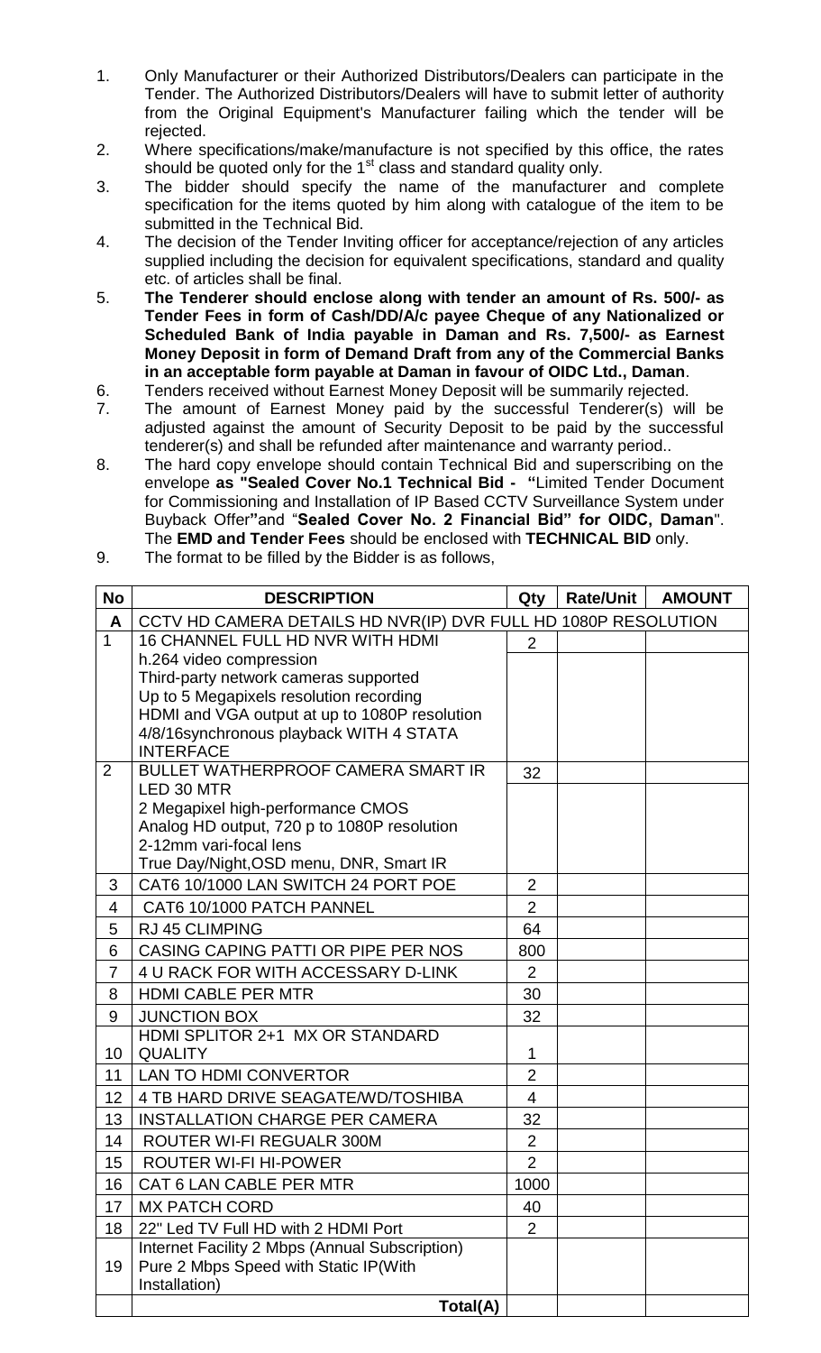1. Only Manufacturer or their Authorized Distributors/Dealers can participate in the Tender. The Authorized Distributors/Dealers will have to submit letter of authority from the Original Equipment's Manufacturer failing which the tender will be rejected.
2. Where specifications/make/manufacture is not specified by this office, the rates should be quoted only for the 1st class and standard quality only.
3. The bidder should specify the name of the manufacturer and complete specification for the items quoted by him along with catalogue of the item to be submitted in the Technical Bid.
4. The decision of the Tender Inviting officer for acceptance/rejection of any articles supplied including the decision for equivalent specifications, standard and quality etc. of articles shall be final.
5. **The Tenderer should enclose along with tender an amount of Rs. 500/- as Tender Fees in form of Cash/DD/A/c payee Cheque of any Nationalized or Scheduled Bank of India payable in Daman and Rs. 7,500/- as Earnest Money Deposit in form of Demand Draft from any of the Commercial Banks in an acceptable form payable at Daman in favour of OIDC Ltd., Daman**.
6. Tenders received without Earnest Money Deposit will be summarily rejected.
7. The amount of Earnest Money paid by the successful Tenderer(s) will be adjusted against the amount of Security Deposit to be paid by the successful tenderer(s) and shall be refunded after maintenance and warranty period..
8. The hard copy envelope should contain Technical Bid and superscribing on the envelope **as "Sealed Cover No.1 Technical Bid - "**Limited Tender Document for Commissioning and Installation of IP Based CCTV Surveillance System under Buyback Offer**"**and "**Sealed Cover No. 2 Financial Bid" for OIDC, Daman**". The **EMD and Tender Fees** should be enclosed with **TECHNICAL BID** only.
9. The format to be filled by the Bidder is as follows,

| No | DESCRIPTION | Qty | Rate/Unit | AMOUNT |
|---|---|---|---|---|
| A | CCTV HD CAMERA DETAILS HD NVR(IP) DVR FULL HD 1080P RESOLUTION | | | |
| 1 | 16 CHANNEL FULL HD NVR WITH HDMI<br>h.264 video compression<br>Third-party network cameras supported<br>Up to 5 Megapixels resolution recording<br>HDMI and VGA output at up to 1080P resolution<br>4/8/16synchronous playback WITH 4 STATA INTERFACE | 2 | | |
| 2 | BULLET WATHERPROOF CAMERA SMART IR LED 30 MTR<br>2 Megapixel high-performance CMOS<br>Analog HD output, 720 p to 1080P resolution<br>2-12mm vari-focal lens<br>True Day/Night,OSD menu, DNR, Smart IR | 32 | | |
| 3 | CAT6 10/1000 LAN SWITCH 24 PORT POE | 2 | | |
| 4 | CAT6 10/1000 PATCH PANNEL | 2 | | |
| 5 | RJ 45 CLIMPING | 64 | | |
| 6 | CASING CAPING PATTI OR PIPE PER NOS | 800 | | |
| 7 | 4 U RACK FOR WITH ACCESSARY D-LINK | 2 | | |
| 8 | HDMI CABLE PER MTR | 30 | | |
| 9 | JUNCTION BOX | 32 | | |
| 10 | HDMI SPLITOR 2+1 MX OR STANDARD QUALITY | 1 | | |
| 11 | LAN TO HDMI CONVERTOR | 2 | | |
| 12 | 4 TB HARD DRIVE SEAGATE/WD/TOSHIBA | 4 | | |
| 13 | INSTALLATION CHARGE PER CAMERA | 32 | | |
| 14 | ROUTER WI-FI REGUALR 300M | 2 | | |
| 15 | ROUTER WI-FI HI-POWER | 2 | | |
| 16 | CAT 6 LAN CABLE PER MTR | 1000 | | |
| 17 | MX PATCH CORD | 40 | | |
| 18 | 22" Led TV Full HD with 2 HDMI Port | 2 | | |
| 19 | Internet Facility 2 Mbps (Annual Subscription) Pure 2 Mbps Speed with Static IP(With Installation) | | | |
| | **Total(A)** | | | |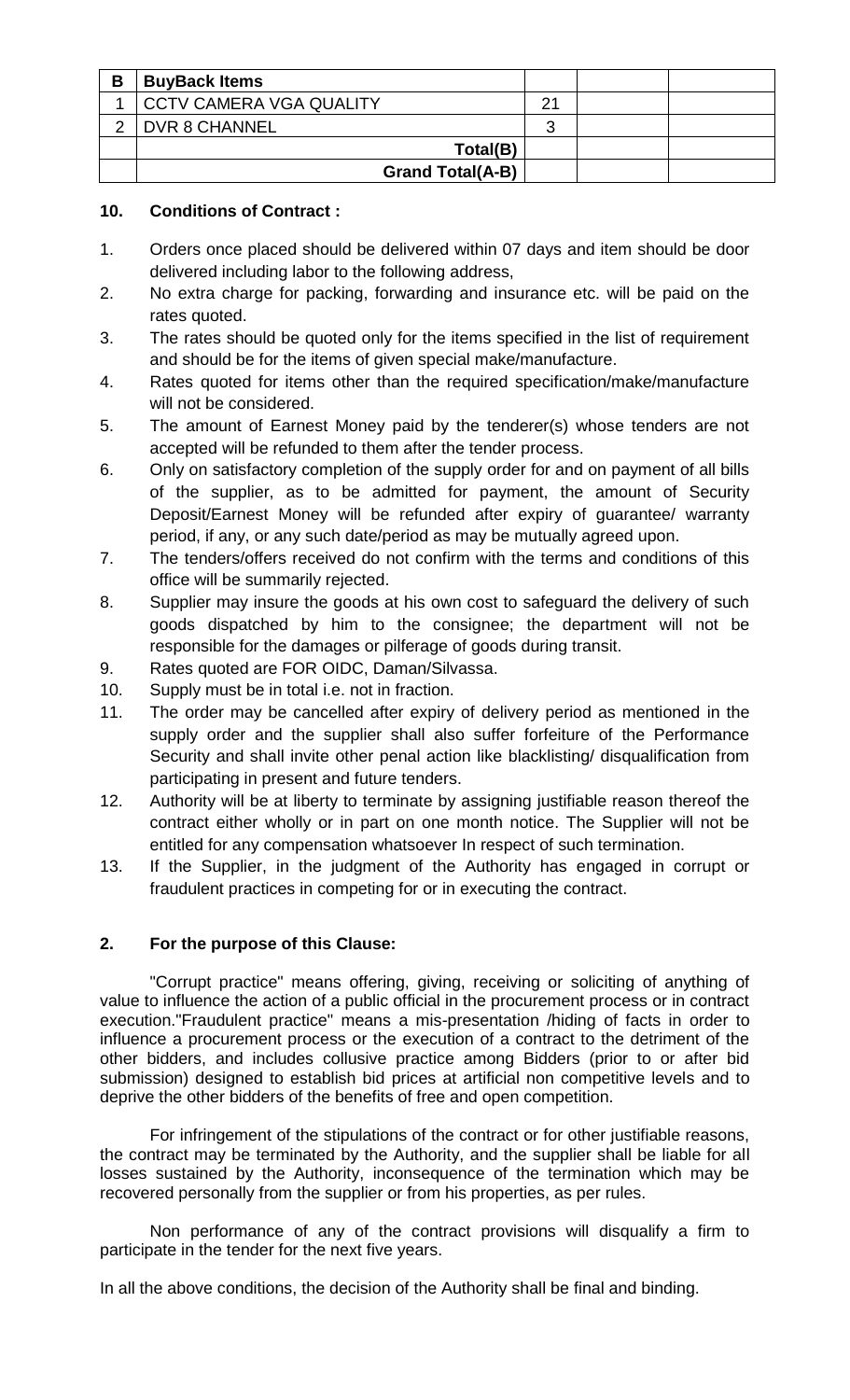| B | BuyBack Items | | | |
|---|---|---|---|---|
| 1 | CCTV CAMERA VGA QUALITY | 21 | | |
| 2 | DVR 8 CHANNEL | 3 | | |
| | **Total(B)** | | | |
| | **Grand Total(A-B)** | | | |

**10. Conditions of Contract :**

1. Orders once placed should be delivered within 07 days and item should be door delivered including labor to the following address,
2. No extra charge for packing, forwarding and insurance etc. will be paid on the rates quoted.
3. The rates should be quoted only for the items specified in the list of requirement and should be for the items of given special make/manufacture.
4. Rates quoted for items other than the required specification/make/manufacture will not be considered.
5. The amount of Earnest Money paid by the tenderer(s) whose tenders are not accepted will be refunded to them after the tender process.
6. Only on satisfactory completion of the supply order for and on payment of all bills of the supplier, as to be admitted for payment, the amount of Security Deposit/Earnest Money will be refunded after expiry of guarantee/ warranty period, if any, or any such date/period as may be mutually agreed upon.
7. The tenders/offers received do not confirm with the terms and conditions of this office will be summarily rejected.
8. Supplier may insure the goods at his own cost to safeguard the delivery of such goods dispatched by him to the consignee; the department will not be responsible for the damages or pilferage of goods during transit.
9. Rates quoted are FOR OIDC, Daman/Silvassa.
10. Supply must be in total i.e. not in fraction.
11. The order may be cancelled after expiry of delivery period as mentioned in the supply order and the supplier shall also suffer forfeiture of the Performance Security and shall invite other penal action like blacklisting/ disqualification from participating in present and future tenders.
12. Authority will be at liberty to terminate by assigning justifiable reason thereof the contract either wholly or in part on one month notice. The Supplier will not be entitled for any compensation whatsoever In respect of such termination.
13. If the Supplier, in the judgment of the Authority has engaged in corrupt or fraudulent practices in competing for or in executing the contract.

**2. For the purpose of this Clause:**

"Corrupt practice" means offering, giving, receiving or soliciting of anything of value to influence the action of a public official in the procurement process or in contract execution."Fraudulent practice" means a mis-presentation /hiding of facts in order to influence a procurement process or the execution of a contract to the detriment of the other bidders, and includes collusive practice among Bidders (prior to or after bid submission) designed to establish bid prices at artificial non competitive levels and to deprive the other bidders of the benefits of free and open competition.

For infringement of the stipulations of the contract or for other justifiable reasons, the contract may be terminated by the Authority, and the supplier shall be liable for all losses sustained by the Authority, inconsequence of the termination which may be recovered personally from the supplier or from his properties, as per rules.

Non performance of any of the contract provisions will disqualify a firm to participate in the tender for the next five years.

In all the above conditions, the decision of the Authority shall be final and binding.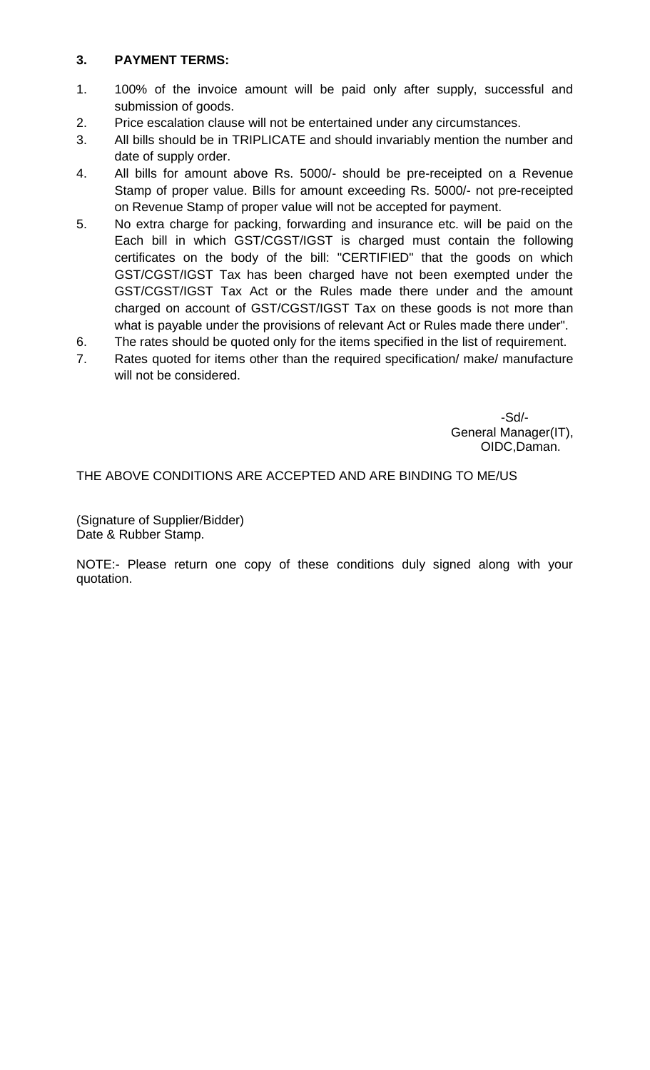### 3. PAYMENT TERMS:

1. 100% of the invoice amount will be paid only after supply, successful and submission of goods.
2. Price escalation clause will not be entertained under any circumstances.
3. All bills should be in TRIPLICATE and should invariably mention the number and date of supply order.
4. All bills for amount above Rs. 5000/- should be pre-receipted on a Revenue Stamp of proper value. Bills for amount exceeding Rs. 5000/- not pre-receipted on Revenue Stamp of proper value will not be accepted for payment.
5. No extra charge for packing, forwarding and insurance etc. will be paid on the Each bill in which GST/CGST/IGST is charged must contain the following certificates on the body of the bill: "CERTIFIED" that the goods on which GST/CGST/IGST Tax has been charged have not been exempted under the GST/CGST/IGST Tax Act or the Rules made there under and the amount charged on account of GST/CGST/IGST Tax on these goods is not more than what is payable under the provisions of relevant Act or Rules made there under".
6. The rates should be quoted only for the items specified in the list of requirement.
7. Rates quoted for items other than the required specification/ make/ manufacture will not be considered.

-Sd/-
General Manager(IT),
OIDC,Daman.

THE ABOVE CONDITIONS ARE ACCEPTED AND ARE BINDING TO ME/US

(Signature of Supplier/Bidder)
Date & Rubber Stamp.

NOTE:- Please return one copy of these conditions duly signed along with your quotation.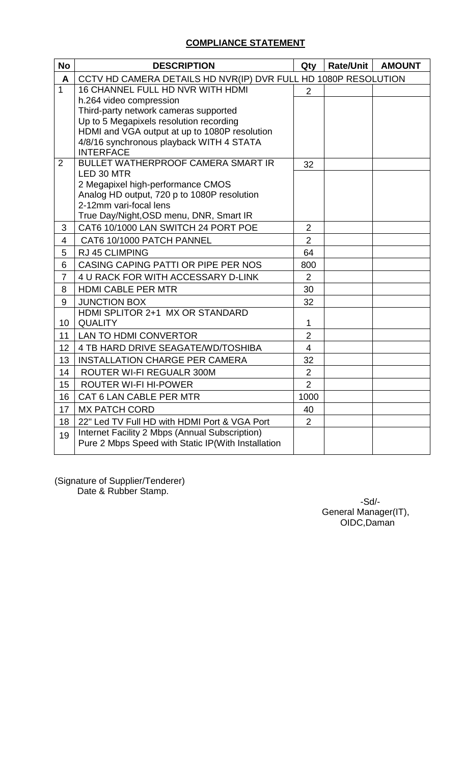**COMPLIANCE STATEMENT**

| No | DESCRIPTION | Qty | Rate/Unit | AMOUNT |
|---|---|---|---|---|
| A | CCTV HD CAMERA DETAILS HD NVR(IP) DVR FULL HD 1080P RESOLUTION | | | |
| 1 | 16 CHANNEL FULL HD NVR WITH HDMI<br>h.264 video compression<br>Third-party network cameras supported<br>Up to 5 Megapixels resolution recording<br>HDMI and VGA output at up to 1080P resolution<br>4/8/16 synchronous playback WITH 4 STATA INTERFACE | 2 | | |
| 2 | BULLET WATHERPROOF CAMERA SMART IR LED 30 MTR<br>2 Megapixel high-performance CMOS<br>Analog HD output, 720 p to 1080P resolution<br>2-12mm vari-focal lens<br>True Day/Night,OSD menu, DNR, Smart IR | 32 | | |
| 3 | CAT6 10/1000 LAN SWITCH 24 PORT POE | 2 | | |
| 4 | CAT6 10/1000 PATCH PANNEL | 2 | | |
| 5 | RJ 45 CLIMPING | 64 | | |
| 6 | CASING CAPING PATTI OR PIPE PER NOS | 800 | | |
| 7 | 4 U RACK FOR WITH ACCESSARY D-LINK | 2 | | |
| 8 | HDMI CABLE PER MTR | 30 | | |
| 9 | JUNCTION BOX | 32 | | |
| 10 | HDMI SPLITOR 2+1 MX OR STANDARD QUALITY | 1 | | |
| 11 | LAN TO HDMI CONVERTOR | 2 | | |
| 12 | 4 TB HARD DRIVE SEAGATE/WD/TOSHIBA | 4 | | |
| 13 | INSTALLATION CHARGE PER CAMERA | 32 | | |
| 14 | ROUTER WI-FI REGUALR 300M | 2 | | |
| 15 | ROUTER WI-FI HI-POWER | 2 | | |
| 16 | CAT 6 LAN CABLE PER MTR | 1000 | | |
| 17 | MX PATCH CORD | 40 | | |
| 18 | 22" Led TV Full HD with HDMI Port & VGA Port | 2 | | |
| 19 | Internet Facility 2 Mbps (Annual Subscription)<br>Pure 2 Mbps Speed with Static IP(With Installation | | | |

(Signature of Supplier/Tenderer)
Date & Rubber Stamp.

-Sd/-
General Manager(IT),
OIDC,Daman